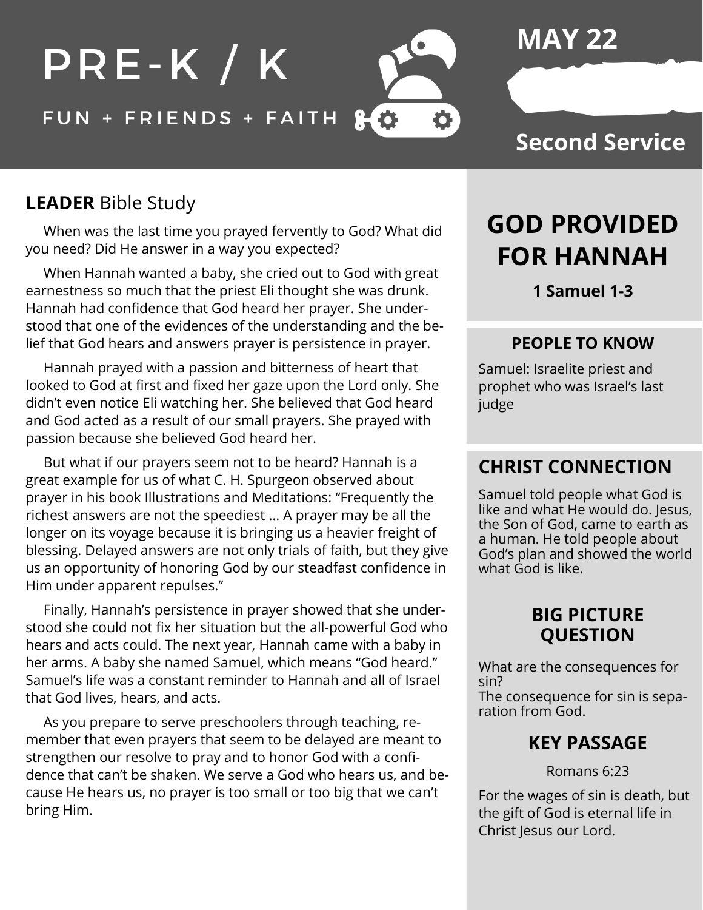# PRE-K / K

FUN + FRIENDS + FAITH

**MAY 22**

**Second Service**

## **LEADER** Bible Study

When was the last time you prayed fervently to God? What did you need? Did He answer in a way you expected?

When Hannah wanted a baby, she cried out to God with great earnestness so much that the priest Eli thought she was drunk. Hannah had confidence that God heard her prayer. She understood that one of the evidences of the understanding and the belief that God hears and answers prayer is persistence in prayer.

Hannah prayed with a passion and bitterness of heart that looked to God at first and fixed her gaze upon the Lord only. She didn't even notice Eli watching her. She believed that God heard and God acted as a result of our small prayers. She prayed with passion because she believed God heard her.

But what if our prayers seem not to be heard? Hannah is a great example for us of what C. H. Spurgeon observed about prayer in his book Illustrations and Meditations: "Frequently the richest answers are not the speediest ... A prayer may be all the longer on its voyage because it is bringing us a heavier freight of blessing. Delayed answers are not only trials of faith, but they give us an opportunity of honoring God by our steadfast confidence in Him under apparent repulses."

Finally, Hannah's persistence in prayer showed that she understood she could not fix her situation but the all-powerful God who hears and acts could. The next year, Hannah came with a baby in her arms. A baby she named Samuel, which means "God heard." Samuel's life was a constant reminder to Hannah and all of Israel that God lives, hears, and acts.

As you prepare to serve preschoolers through teaching, remember that even prayers that seem to be delayed are meant to strengthen our resolve to pray and to honor God with a confidence that can't be shaken. We serve a God who hears us, and because He hears us, no prayer is too small or too big that we can't bring Him.

# GOD PROVIDED FOR HANNAH

**1 Samuel 1-3**

### PEOPLE TO KNOW

Samuel: Israelite priest and prophet who was Israel's last judge

## CHRIST CONNECTION

Samuel told people what God is like and what He would do. Jesus, the Son of God, came to earth as a human. He told people about God's plan and showed the world what God is like.

### BIG PICTURE QUESTION

What are the consequences for sin?
The consequence for sin is separation from God.

### KEY PASSAGE

Romans 6:23

For the wages of sin is death, but the gift of God is eternal life in Christ Jesus our Lord.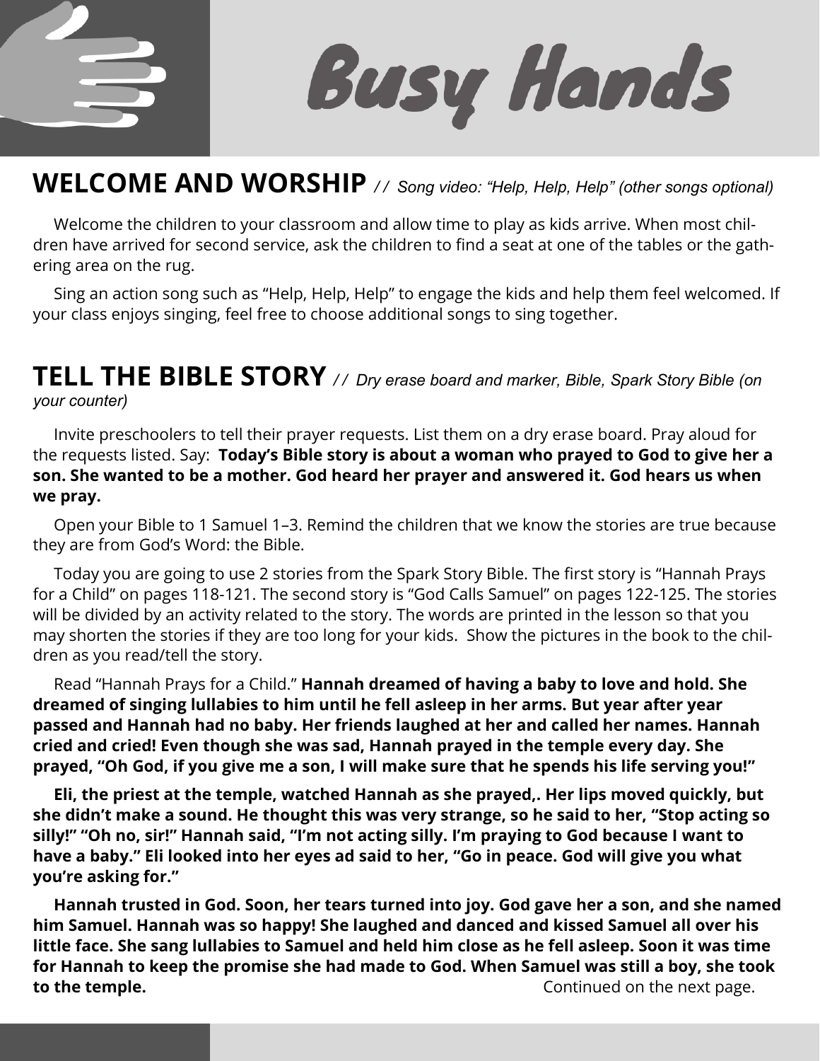# Busy Hands

## WELCOME AND WORSHIP *// Song video: "Help, Help, Help" (other songs optional)*

Welcome the children to your classroom and allow time to play as kids arrive. When most children have arrived for second service, ask the children to find a seat at one of the tables or the gathering area on the rug.

Sing an action song such as "Help, Help, Help" to engage the kids and help them feel welcomed. If your class enjoys singing, feel free to choose additional songs to sing together.

## TELL THE BIBLE STORY *// Dry erase board and marker, Bible, Spark Story Bible (on your counter)*

Invite preschoolers to tell their prayer requests. List them on a dry erase board. Pray aloud for the requests listed. Say: **Today's Bible story is about a woman who prayed to God to give her a son. She wanted to be a mother. God heard her prayer and answered it. God hears us when we pray.**

Open your Bible to 1 Samuel 1–3. Remind the children that we know the stories are true because they are from God's Word: the Bible.

Today you are going to use 2 stories from the Spark Story Bible. The first story is "Hannah Prays for a Child" on pages 118-121. The second story is "God Calls Samuel" on pages 122-125. The stories will be divided by an activity related to the story. The words are printed in the lesson so that you may shorten the stories if they are too long for your kids. Show the pictures in the book to the children as you read/tell the story.

Read "Hannah Prays for a Child." **Hannah dreamed of having a baby to love and hold. She dreamed of singing lullabies to him until he fell asleep in her arms. But year after year passed and Hannah had no baby. Her friends laughed at her and called her names. Hannah cried and cried! Even though she was sad, Hannah prayed in the temple every day. She prayed, "Oh God, if you give me a son, I will make sure that he spends his life serving you!"**

**Eli, the priest at the temple, watched Hannah as she prayed,. Her lips moved quickly, but she didn't make a sound. He thought this was very strange, so he said to her, "Stop acting so silly!" "Oh no, sir!" Hannah said, "I'm not acting silly. I'm praying to God because I want to have a baby." Eli looked into her eyes ad said to her, "Go in peace. God will give you what you're asking for."**

**Hannah trusted in God. Soon, her tears turned into joy. God gave her a son, and she named him Samuel. Hannah was so happy! She laughed and danced and kissed Samuel all over his little face. She sang lullabies to Samuel and held him close as he fell asleep. Soon it was time for Hannah to keep the promise she had made to God. When Samuel was still a boy, she took to the temple.**

Continued on the next page.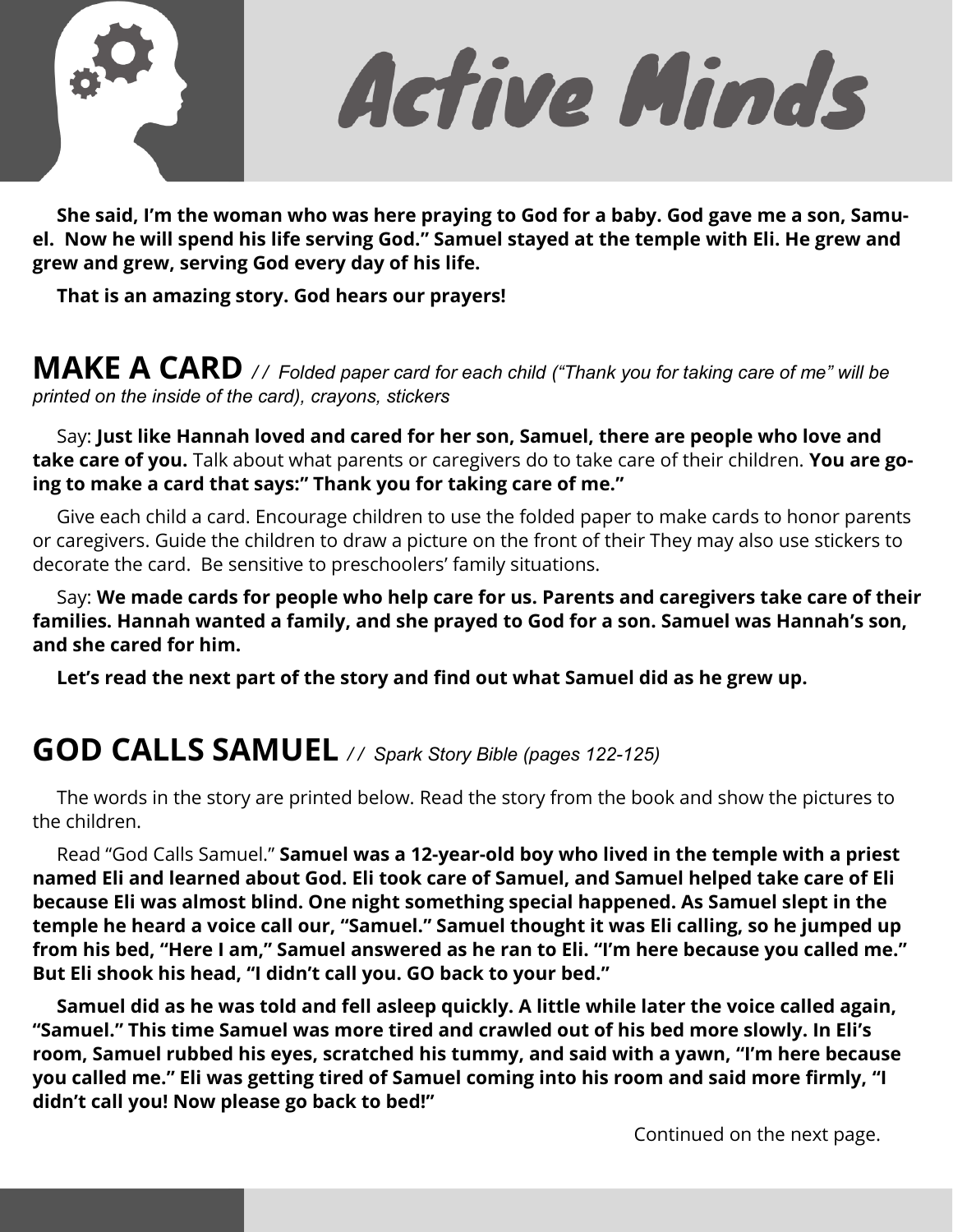# Active Minds

**She said, I'm the woman who was here praying to God for a baby. God gave me a son, Samuel. Now he will spend his life serving God." Samuel stayed at the temple with Eli. He grew and grew and grew, serving God every day of his life.**

**That is an amazing story. God hears our prayers!**

## MAKE A CARD *// Folded paper card for each child ("Thank you for taking care of me" will be printed on the inside of the card), crayons, stickers*

Say: **Just like Hannah loved and cared for her son, Samuel, there are people who love and take care of you.** Talk about what parents or caregivers do to take care of their children. **You are going to make a card that says:" Thank you for taking care of me."**

Give each child a card. Encourage children to use the folded paper to make cards to honor parents or caregivers. Guide the children to draw a picture on the front of their They may also use stickers to decorate the card. Be sensitive to preschoolers' family situations.

Say: **We made cards for people who help care for us. Parents and caregivers take care of their families. Hannah wanted a family, and she prayed to God for a son. Samuel was Hannah's son, and she cared for him.**

**Let's read the next part of the story and find out what Samuel did as he grew up.**

## GOD CALLS SAMUEL *// Spark Story Bible (pages 122-125)*

The words in the story are printed below. Read the story from the book and show the pictures to the children.

Read "God Calls Samuel." **Samuel was a 12-year-old boy who lived in the temple with a priest named Eli and learned about God. Eli took care of Samuel, and Samuel helped take care of Eli because Eli was almost blind. One night something special happened. As Samuel slept in the temple he heard a voice call our, "Samuel." Samuel thought it was Eli calling, so he jumped up from his bed, "Here I am," Samuel answered as he ran to Eli. "I'm here because you called me." But Eli shook his head, "I didn't call you. GO back to your bed."**

**Samuel did as he was told and fell asleep quickly. A little while later the voice called again, "Samuel." This time Samuel was more tired and crawled out of his bed more slowly. In Eli's room, Samuel rubbed his eyes, scratched his tummy, and said with a yawn, "I'm here because you called me." Eli was getting tired of Samuel coming into his room and said more firmly, "I didn't call you! Now please go back to bed!"**

Continued on the next page.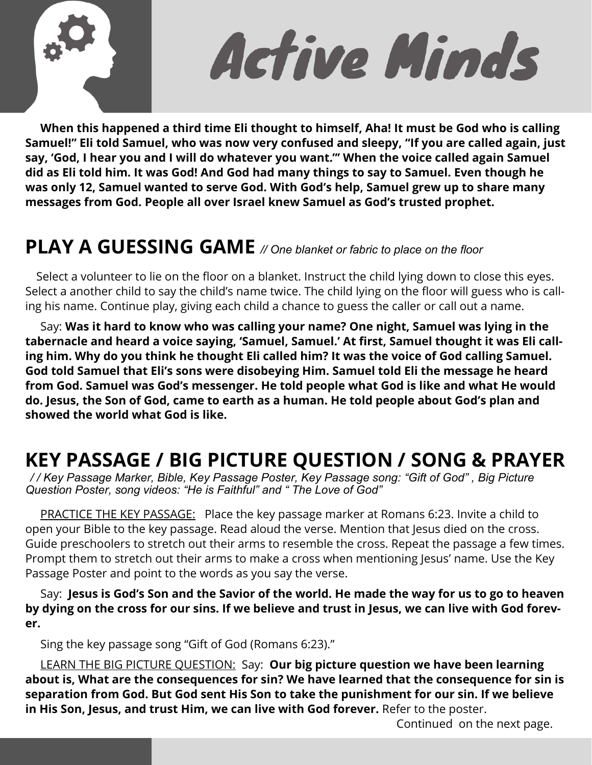# Active Minds

**When this happened a third time Eli thought to himself, Aha! It must be God who is calling Samuel!" Eli told Samuel, who was now very confused and sleepy, "If you are called again, just say, 'God, I hear you and I will do whatever you want.'" When the voice called again Samuel did as Eli told him. It was God! And God had many things to say to Samuel. Even though he was only 12, Samuel wanted to serve God. With God's help, Samuel grew up to share many messages from God. People all over Israel knew Samuel as God's trusted prophet.**

## PLAY A GUESSING GAME *// One blanket or fabric to place on the floor*

Select a volunteer to lie on the floor on a blanket. Instruct the child lying down to close this eyes. Select a another child to say the child's name twice. The child lying on the floor will guess who is calling his name. Continue play, giving each child a chance to guess the caller or call out a name.

Say: **Was it hard to know who was calling your name? One night, Samuel was lying in the tabernacle and heard a voice saying, 'Samuel, Samuel.' At first, Samuel thought it was Eli calling him. Why do you think he thought Eli called him? It was the voice of God calling Samuel. God told Samuel that Eli's sons were disobeying Him. Samuel told Eli the message he heard from God. Samuel was God's messenger. He told people what God is like and what He would do. Jesus, the Son of God, came to earth as a human. He told people about God's plan and showed the world what God is like.**

## KEY PASSAGE / BIG PICTURE QUESTION / SONG & PRAYER

*/ / Key Passage Marker, Bible, Key Passage Poster, Key Passage song: "Gift of God" , Big Picture Question Poster, song videos: "He is Faithful" and " The Love of God"*

PRACTICE THE KEY PASSAGE: Place the key passage marker at Romans 6:23. Invite a child to open your Bible to the key passage. Read aloud the verse. Mention that Jesus died on the cross. Guide preschoolers to stretch out their arms to resemble the cross. Repeat the passage a few times. Prompt them to stretch out their arms to make a cross when mentioning Jesus' name. Use the Key Passage Poster and point to the words as you say the verse.

Say: **Jesus is God's Son and the Savior of the world. He made the way for us to go to heaven by dying on the cross for our sins. If we believe and trust in Jesus, we can live with God forever.**

Sing the key passage song "Gift of God (Romans 6:23)."

LEARN THE BIG PICTURE QUESTION: Say: **Our big picture question we have been learning about is, What are the consequences for sin? We have learned that the consequence for sin is separation from God. But God sent His Son to take the punishment for our sin. If we believe in His Son, Jesus, and trust Him, we can live with God forever.** Refer to the poster.

Continued on the next page.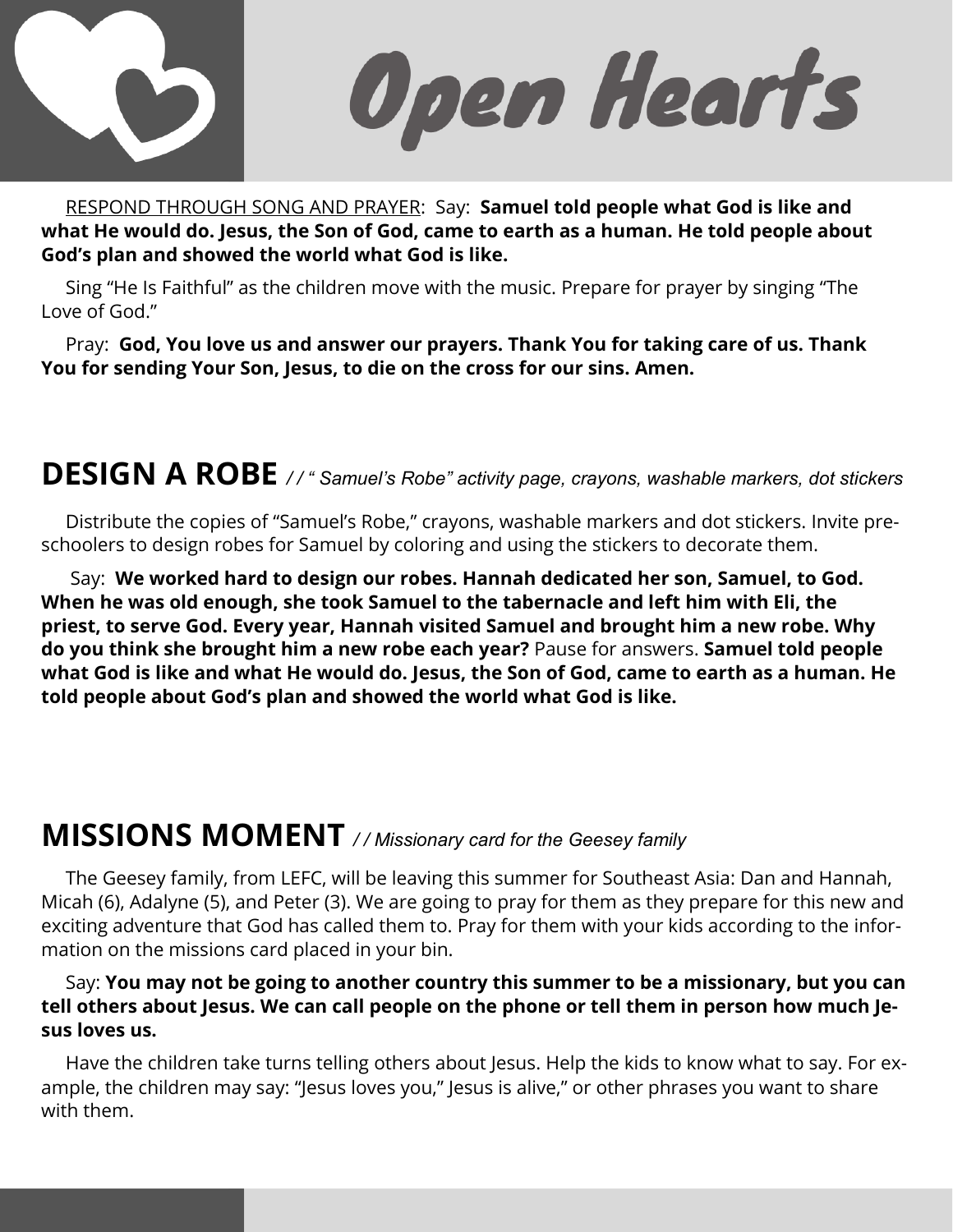# Open Hearts

RESPOND THROUGH SONG AND PRAYER: Say: **Samuel told people what God is like and what He would do. Jesus, the Son of God, came to earth as a human. He told people about God's plan and showed the world what God is like.**

Sing "He Is Faithful" as the children move with the music. Prepare for prayer by singing "The Love of God."

Pray: **God, You love us and answer our prayers. Thank You for taking care of us. Thank You for sending Your Son, Jesus, to die on the cross for our sins. Amen.**

## DESIGN A ROBE *// " Samuel's Robe" activity page, crayons, washable markers, dot stickers*

Distribute the copies of "Samuel's Robe," crayons, washable markers and dot stickers. Invite preschoolers to design robes for Samuel by coloring and using the stickers to decorate them.

Say: **We worked hard to design our robes. Hannah dedicated her son, Samuel, to God. When he was old enough, she took Samuel to the tabernacle and left him with Eli, the priest, to serve God. Every year, Hannah visited Samuel and brought him a new robe. Why do you think she brought him a new robe each year?** Pause for answers. **Samuel told people what God is like and what He would do. Jesus, the Son of God, came to earth as a human. He told people about God's plan and showed the world what God is like.**

## MISSIONS MOMENT *// Missionary card for the Geesey family*

The Geesey family, from LEFC, will be leaving this summer for Southeast Asia: Dan and Hannah, Micah (6), Adalyne (5), and Peter (3). We are going to pray for them as they prepare for this new and exciting adventure that God has called them to. Pray for them with your kids according to the information on the missions card placed in your bin.

Say: **You may not be going to another country this summer to be a missionary, but you can tell others about Jesus. We can call people on the phone or tell them in person how much Jesus loves us.**

Have the children take turns telling others about Jesus. Help the kids to know what to say. For example, the children may say: "Jesus loves you," Jesus is alive," or other phrases you want to share with them.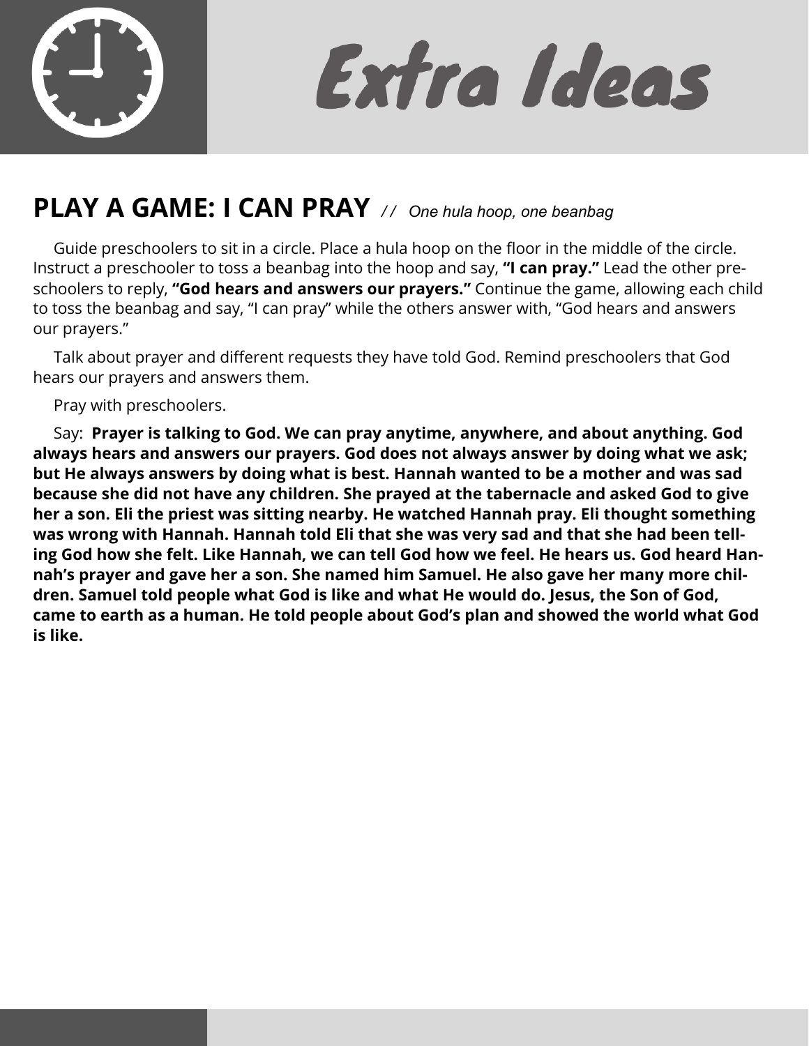# Extra Ideas

## PLAY A GAME: I CAN PRAY *// One hula hoop, one beanbag*

Guide preschoolers to sit in a circle. Place a hula hoop on the floor in the middle of the circle. Instruct a preschooler to toss a beanbag into the hoop and say, **"I can pray."** Lead the other preschoolers to reply, **"God hears and answers our prayers."** Continue the game, allowing each child to toss the beanbag and say, "I can pray" while the others answer with, "God hears and answers our prayers."

Talk about prayer and different requests they have told God. Remind preschoolers that God hears our prayers and answers them.

Pray with preschoolers.

Say: **Prayer is talking to God. We can pray anytime, anywhere, and about anything. God always hears and answers our prayers. God does not always answer by doing what we ask; but He always answers by doing what is best. Hannah wanted to be a mother and was sad because she did not have any children. She prayed at the tabernacle and asked God to give her a son. Eli the priest was sitting nearby. He watched Hannah pray. Eli thought something was wrong with Hannah. Hannah told Eli that she was very sad and that she had been telling God how she felt. Like Hannah, we can tell God how we feel. He hears us. God heard Hannah's prayer and gave her a son. She named him Samuel. He also gave her many more children. Samuel told people what God is like and what He would do. Jesus, the Son of God, came to earth as a human. He told people about God's plan and showed the world what God is like.**